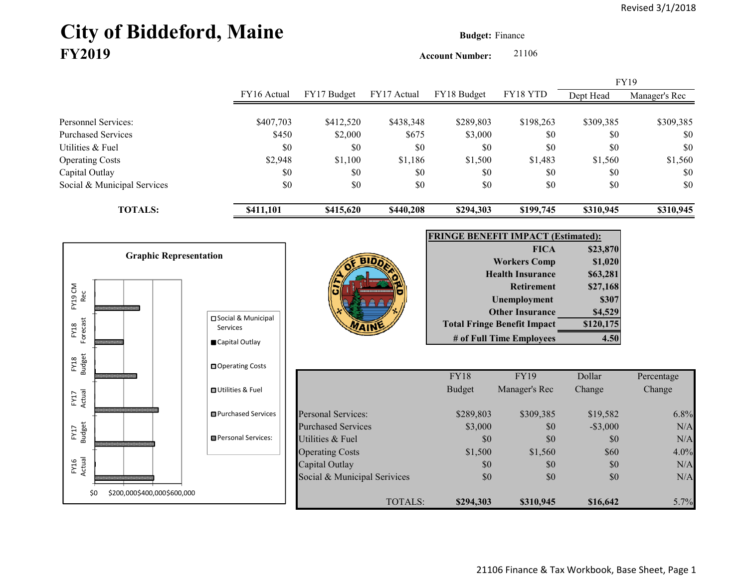Revised 3/1/2018

# City of Biddeford, Maine
## FY2019

**Budget:** Finance

**Account Number:** 21106

| | FY16 Actual | FY17 Budget | FY17 Actual | FY18 Budget | FY18 YTD | FY19 Dept Head | FY19 Manager's Rec |
|---|---|---|---|---|---|---|---|
| Personnel Services: | $407,703 | $412,520 | $438,348 | $289,803 | $198,263 | $309,385 | $309,385 |
| Purchased Services | $450 | $2,000 | $675 | $3,000 | $0 | $0 | $0 |
| Utilities & Fuel | $0 | $0 | $0 | $0 | $0 | $0 | $0 |
| Operating Costs | $2,948 | $1,100 | $1,186 | $1,500 | $1,483 | $1,560 | $1,560 |
| Capital Outlay | $0 | $0 | $0 | $0 | $0 | $0 | $0 |
| Social & Municipal Services | $0 | $0 | $0 | $0 | $0 | $0 | $0 |
| **TOTALS:** | **$411,101** | **$415,620** | **$440,208** | **$294,303** | **$199,745** | **$310,945** | **$310,945** |

**Graphic Representation**

Legend: Social & Municipal Services; Capital Outlay; Operating Costs; Utilities & Fuel; Purchased Services; Personal Services:

Categories: FY16 Actual; FY17 Budget; FY17 Actual; FY18 Budget; FY18 Forecast; FY19 CM Rec

Axis: $0, $200,000, $400,000, $600,000

| **FRINGE BENEFIT IMPACT (Estimated):** | |
|---|---|
| **FICA** | **$23,870** |
| **Workers Comp** | **$1,020** |
| **Health Insurance** | **$63,281** |
| **Retirement** | **$27,168** |
| **Unemployment** | **$307** |
| **Other Insurance** | **$4,529** |
| **Total Fringe Benefit Impact** | **$120,175** |
| **# of Full Time Employees** | **4.50** |

| | FY18 Budget | FY19 Manager's Rec | Dollar Change | Percentage Change |
|---|---|---|---|---|
| Personal Services: | $289,803 | $309,385 | $19,582 | 6.8% |
| Purchased Services | $3,000 | $0 | -$3,000 | N/A |
| Utilities & Fuel | $0 | $0 | $0 | N/A |
| Operating Costs | $1,500 | $1,560 | $60 | 4.0% |
| Capital Outlay | $0 | $0 | $0 | N/A |
| Social & Municipal Services | $0 | $0 | $0 | N/A |
| TOTALS: | **$294,303** | **$310,945** | **$16,642** | 5.7% |

21106 Finance & Tax Workbook, Base Sheet, Page 1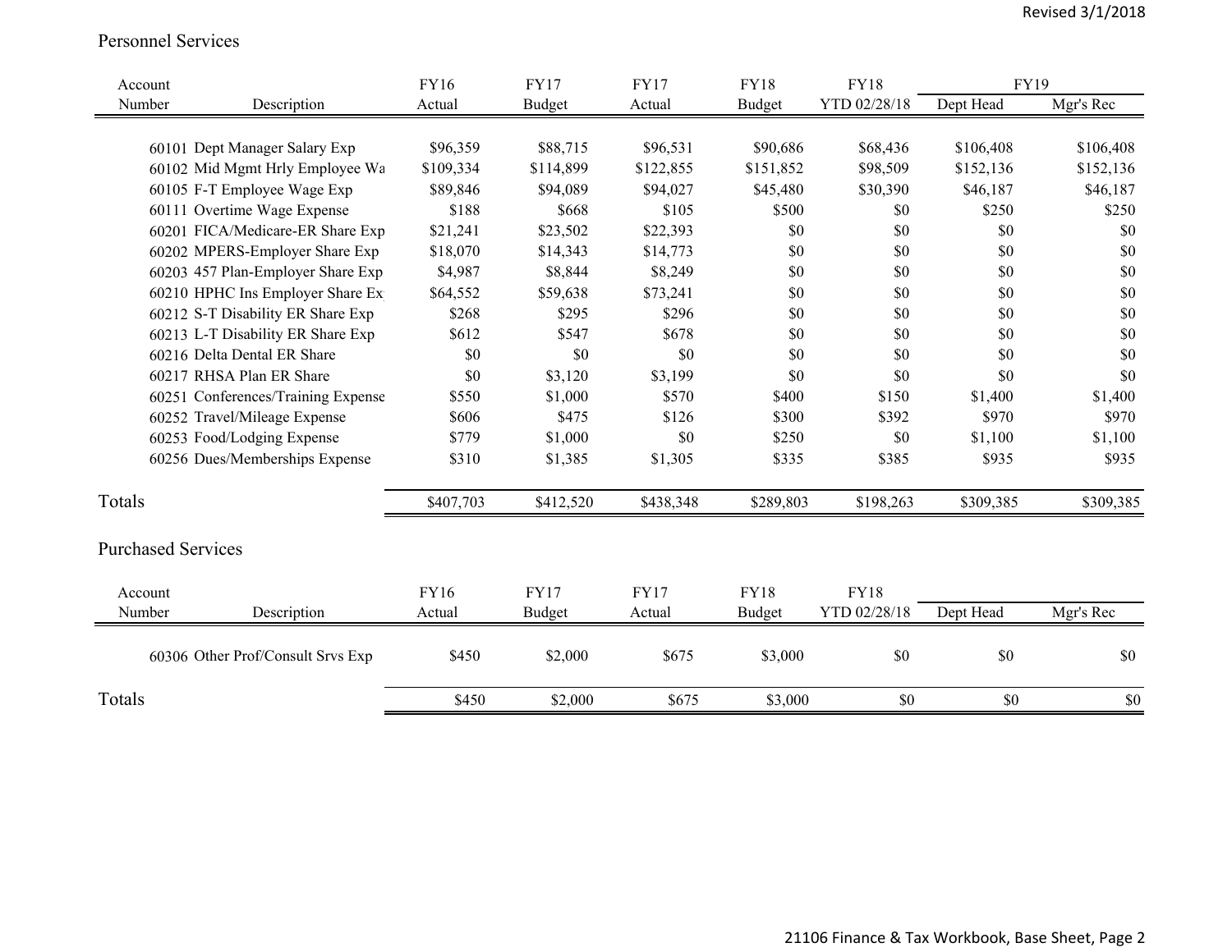## Personnel Services

| Account Number | Description | FY16 Actual | FY17 Budget | FY17 Actual | FY18 Budget | FY18 YTD 02/28/18 | FY19 Dept Head | FY19 Mgr's Rec |
|---|---|---|---|---|---|---|---|---|
| 60101 | Dept Manager Salary Exp | $96,359 | $88,715 | $96,531 | $90,686 | $68,436 | $106,408 | $106,408 |
| 60102 | Mid Mgmt Hrly Employee Wa | $109,334 | $114,899 | $122,855 | $151,852 | $98,509 | $152,136 | $152,136 |
| 60105 | F-T Employee Wage Exp | $89,846 | $94,089 | $94,027 | $45,480 | $30,390 | $46,187 | $46,187 |
| 60111 | Overtime Wage Expense | $188 | $668 | $105 | $500 | $0 | $250 | $250 |
| 60201 | FICA/Medicare-ER Share Exp | $21,241 | $23,502 | $22,393 | $0 | $0 | $0 | $0 |
| 60202 | MPERS-Employer Share Exp | $18,070 | $14,343 | $14,773 | $0 | $0 | $0 | $0 |
| 60203 | 457 Plan-Employer Share Exp | $4,987 | $8,844 | $8,249 | $0 | $0 | $0 | $0 |
| 60210 | HPHC Ins Employer Share Ex | $64,552 | $59,638 | $73,241 | $0 | $0 | $0 | $0 |
| 60212 | S-T Disability ER Share Exp | $268 | $295 | $296 | $0 | $0 | $0 | $0 |
| 60213 | L-T Disability ER Share Exp | $612 | $547 | $678 | $0 | $0 | $0 | $0 |
| 60216 | Delta Dental ER Share | $0 | $0 | $0 | $0 | $0 | $0 | $0 |
| 60217 | RHSA Plan ER Share | $0 | $3,120 | $3,199 | $0 | $0 | $0 | $0 |
| 60251 | Conferences/Training Expense | $550 | $1,000 | $570 | $400 | $150 | $1,400 | $1,400 |
| 60252 | Travel/Mileage Expense | $606 | $475 | $126 | $300 | $392 | $970 | $970 |
| 60253 | Food/Lodging Expense | $779 | $1,000 | $0 | $250 | $0 | $1,100 | $1,100 |
| 60256 | Dues/Memberships Expense | $310 | $1,385 | $1,305 | $335 | $385 | $935 | $935 |
| **Totals** | | $407,703 | $412,520 | $438,348 | $289,803 | $198,263 | $309,385 | $309,385 |

## Purchased Services

| Account Number | Description | FY16 Actual | FY17 Budget | FY17 Actual | FY18 Budget | FY18 YTD 02/28/18 | Dept Head | Mgr's Rec |
|---|---|---|---|---|---|---|---|---|
| 60306 | Other Prof/Consult Srvs Exp | $450 | $2,000 | $675 | $3,000 | $0 | $0 | $0 |
| **Totals** | | $450 | $2,000 | $675 | $3,000 | $0 | $0 | $0 |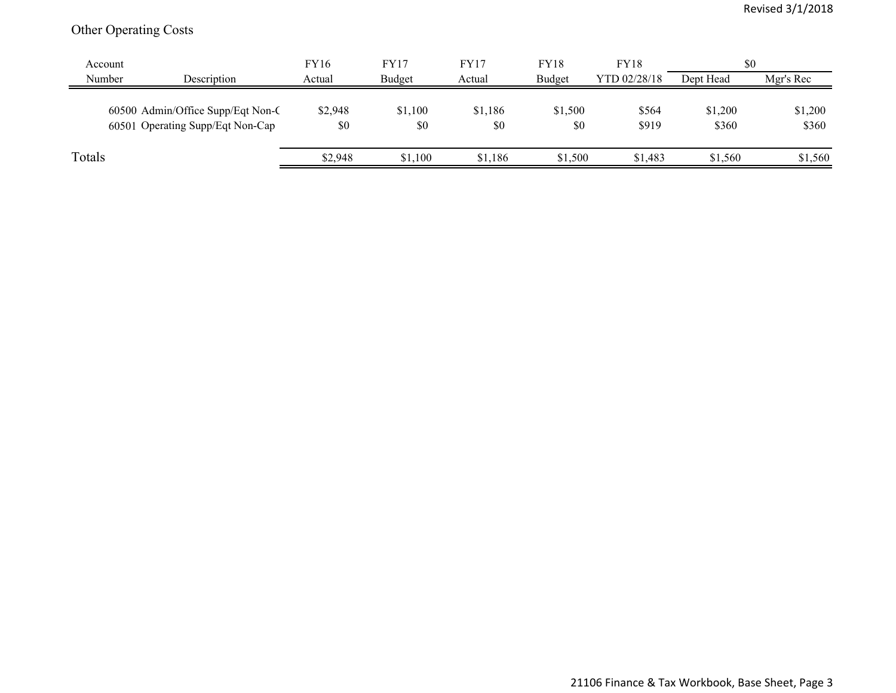Other Operating Costs

| Account Number | Description | FY16 Actual | FY17 Budget | FY17 Actual | FY18 Budget | FY18 YTD 02/28/18 | $0 Dept Head | Mgr's Rec |
|---|---|---|---|---|---|---|---|---|
| 60500 | Admin/Office Supp/Eqt Non-C | $2,948 | $1,100 | $1,186 | $1,500 | $564 | $1,200 | $1,200 |
| 60501 | Operating Supp/Eqt Non-Cap | $0 | $0 | $0 | $0 | $919 | $360 | $360 |
| Totals | | $2,948 | $1,100 | $1,186 | $1,500 | $1,483 | $1,560 | $1,560 |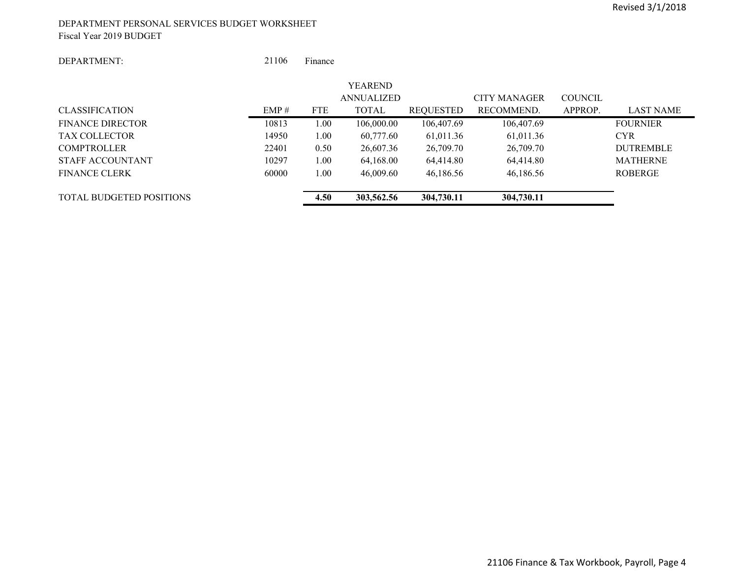DEPARTMENT PERSONAL SERVICES BUDGET WORKSHEET
Fiscal Year 2019 BUDGET

DEPARTMENT: 21106 Finance

| CLASSIFICATION | EMP # | FTE | YEAREND ANNUALIZED TOTAL | REQUESTED | CITY MANAGER RECOMMEND. | COUNCIL APPROP. | LAST NAME |
|---|---|---|---|---|---|---|---|
| FINANCE DIRECTOR | 10813 | 1.00 | 106,000.00 | 106,407.69 | 106,407.69 | | FOURNIER |
| TAX COLLECTOR | 14950 | 1.00 | 60,777.60 | 61,011.36 | 61,011.36 | | CYR |
| COMPTROLLER | 22401 | 0.50 | 26,607.36 | 26,709.70 | 26,709.70 | | DUTREMBLE |
| STAFF ACCOUNTANT | 10297 | 1.00 | 64,168.00 | 64,414.80 | 64,414.80 | | MATHERNE |
| FINANCE CLERK | 60000 | 1.00 | 46,009.60 | 46,186.56 | 46,186.56 | | ROBERGE |
| TOTAL BUDGETED POSITIONS | | **4.50** | **303,562.56** | **304,730.11** | **304,730.11** | | |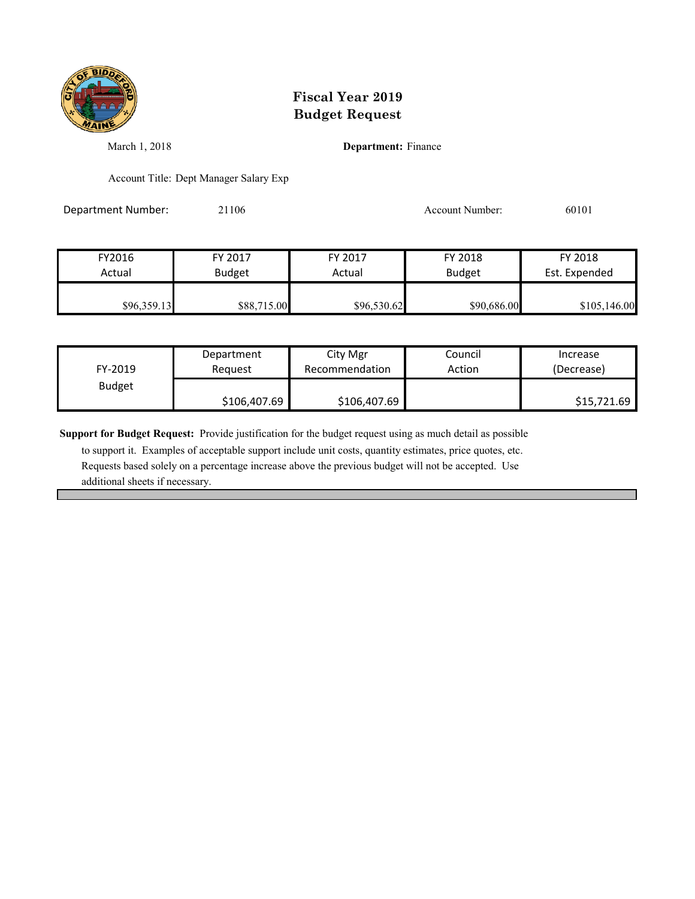# Fiscal Year 2019
# Budget Request

March 1, 2018

**Department:** Finance

Account Title: Dept Manager Salary Exp

Department Number: 21106

Account Number: 60101

| FY2016 Actual | FY 2017 Budget | FY 2017 Actual | FY 2018 Budget | FY 2018 Est. Expended |
|---|---|---|---|---|
| $96,359.13 | $88,715.00 | $96,530.62 | $90,686.00 | $105,146.00 |

| FY-2019 Budget | Department Request | City Mgr Recommendation | Council Action | Increase (Decrease) |
|---|---|---|---|---|
| | $106,407.69 | $106,407.69 | | $15,721.69 |

**Support for Budget Request:** Provide justification for the budget request using as much detail as possible to support it. Examples of acceptable support include unit costs, quantity estimates, price quotes, etc. Requests based solely on a percentage increase above the previous budget will not be accepted. Use additional sheets if necessary.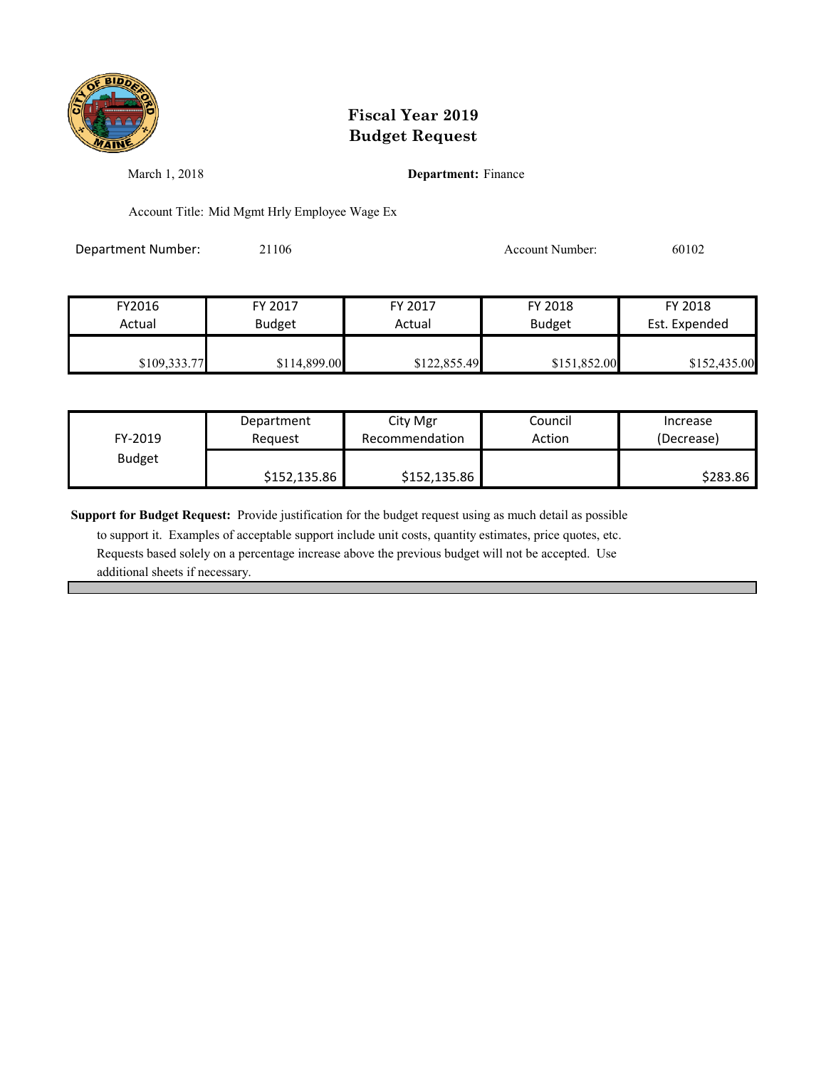# Fiscal Year 2019
# Budget Request

March 1, 2018

**Department:** Finance

Account Title: Mid Mgmt Hrly Employee Wage Ex

Department Number: 21106

Account Number: 60102

| FY2016 Actual | FY 2017 Budget | FY 2017 Actual | FY 2018 Budget | FY 2018 Est. Expended |
|---|---|---|---|---|
| $109,333.77 | $114,899.00 | $122,855.49 | $151,852.00 | $152,435.00 |

| FY-2019 Budget | Department Request | City Mgr Recommendation | Council Action | Increase (Decrease) |
|---|---|---|---|---|
| | $152,135.86 | $152,135.86 | | $283.86 |

**Support for Budget Request:** Provide justification for the budget request using as much detail as possible to support it. Examples of acceptable support include unit costs, quantity estimates, price quotes, etc. Requests based solely on a percentage increase above the previous budget will not be accepted. Use additional sheets if necessary.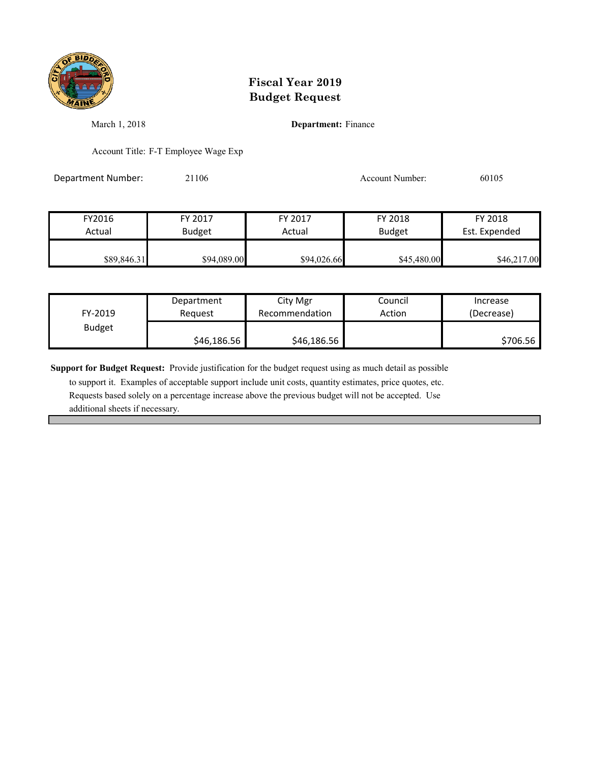# Fiscal Year 2019
# Budget Request

March 1, 2018

**Department:** Finance

Account Title: F-T Employee Wage Exp

Department Number: 21106

Account Number: 60105

| FY2016 Actual | FY 2017 Budget | FY 2017 Actual | FY 2018 Budget | FY 2018 Est. Expended |
|---|---|---|---|---|
| $89,846.31 | $94,089.00 | $94,026.66 | $45,480.00 | $46,217.00 |

| FY-2019 Budget | Department Request | City Mgr Recommendation | Council Action | Increase (Decrease) |
|---|---|---|---|---|
| | $46,186.56 | $46,186.56 | | $706.56 |

**Support for Budget Request:** Provide justification for the budget request using as much detail as possible to support it. Examples of acceptable support include unit costs, quantity estimates, price quotes, etc. Requests based solely on a percentage increase above the previous budget will not be accepted. Use additional sheets if necessary.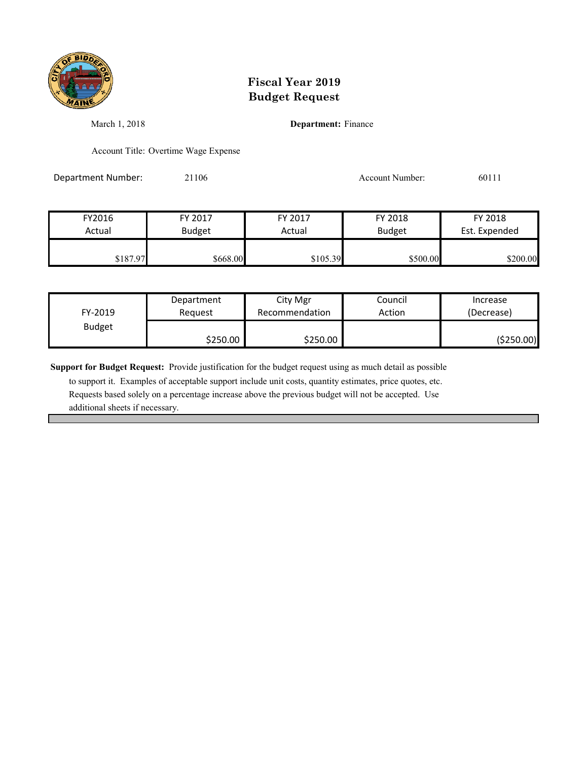# Fiscal Year 2019
# Budget Request

March 1, 2018

**Department:** Finance

Account Title: Overtime Wage Expense

Department Number: 21106

Account Number: 60111

| FY2016 Actual | FY 2017 Budget | FY 2017 Actual | FY 2018 Budget | FY 2018 Est. Expended |
|---|---|---|---|---|
| $187.97 | $668.00 | $105.39 | $500.00 | $200.00 |

| FY-2019 Budget | Department Request | City Mgr Recommendation | Council Action | Increase (Decrease) |
|---|---|---|---|---|
| | $250.00 | $250.00 | | ($250.00) |

**Support for Budget Request:** Provide justification for the budget request using as much detail as possible to support it. Examples of acceptable support include unit costs, quantity estimates, price quotes, etc. Requests based solely on a percentage increase above the previous budget will not be accepted. Use additional sheets if necessary.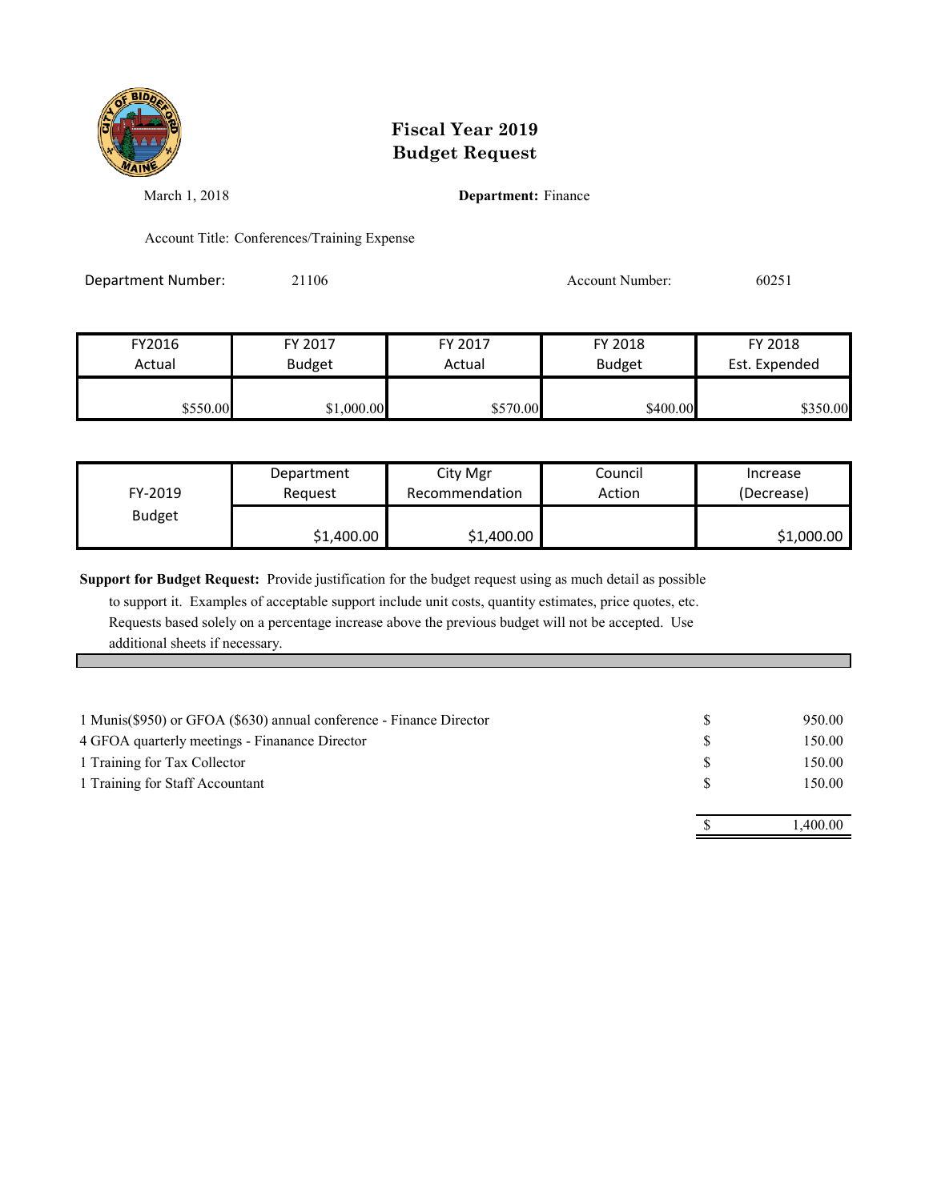# Fiscal Year 2019
# Budget Request

March 1, 2018 **Department:** Finance

Account Title: Conferences/Training Expense

Department Number: 21106 Account Number: 60251

| FY2016 Actual | FY 2017 Budget | FY 2017 Actual | FY 2018 Budget | FY 2018 Est. Expended |
|---|---|---|---|---|
| $550.00 | $1,000.00 | $570.00 | $400.00 | $350.00 |

| FY-2019 Budget | Department Request | City Mgr Recommendation | Council Action | Increase (Decrease) |
|---|---|---|---|---|
| | $1,400.00 | $1,400.00 | | $1,000.00 |

**Support for Budget Request:** Provide justification for the budget request using as much detail as possible to support it. Examples of acceptable support include unit costs, quantity estimates, price quotes, etc. Requests based solely on a percentage increase above the previous budget will not be accepted. Use additional sheets if necessary.

| Item | | Amount |
|---|---|---|
| 1 Munis($950) or GFOA ($630) annual conference - Finance Director | $ | 950.00 |
| 4 GFOA quarterly meetings - Finanance Director | $ | 150.00 |
| 1 Training for Tax Collector | $ | 150.00 |
| 1 Training for Staff Accountant | $ | 150.00 |
| | $ | 1,400.00 |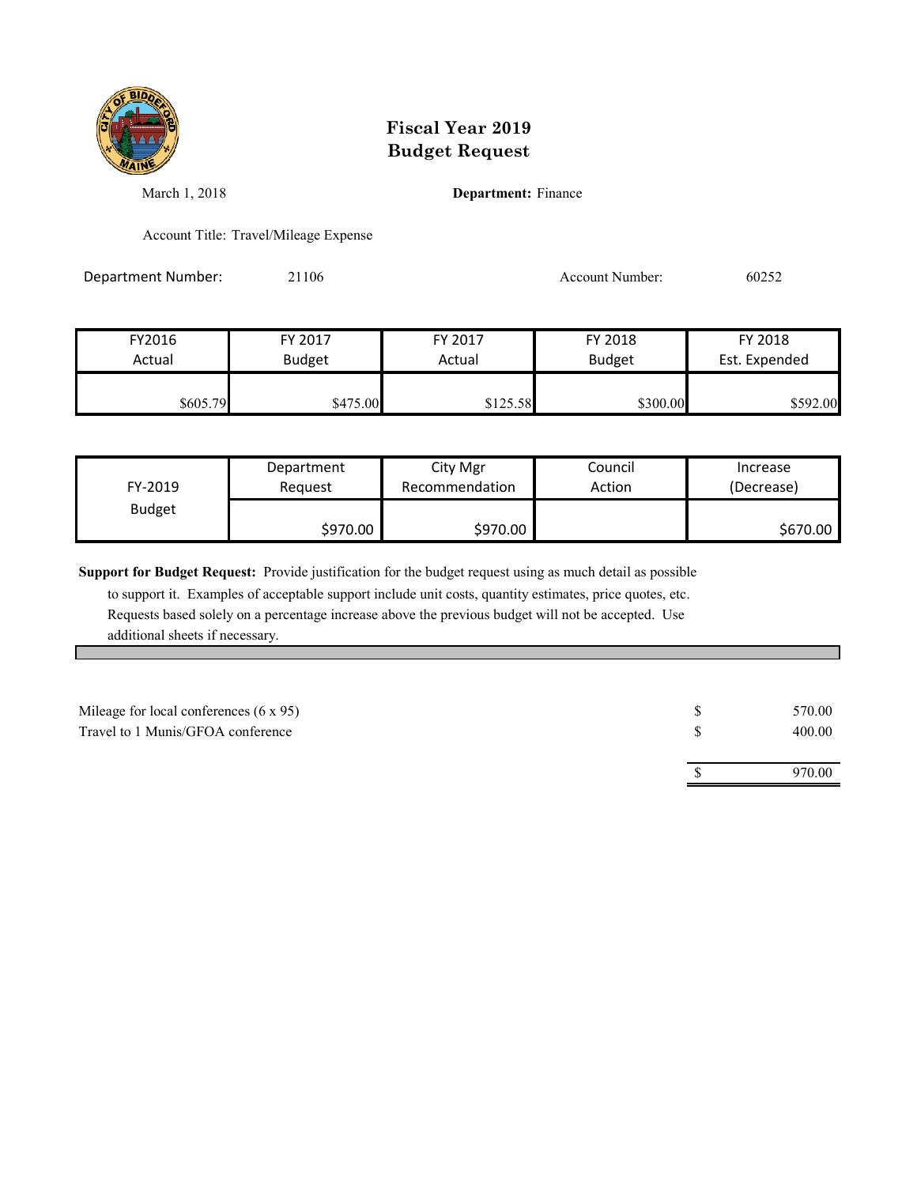# Fiscal Year 2019
# Budget Request

March 1, 2018 **Department:** Finance

Account Title: Travel/Mileage Expense

Department Number: 21106 Account Number: 60252

| FY2016 Actual | FY 2017 Budget | FY 2017 Actual | FY 2018 Budget | FY 2018 Est. Expended |
|---|---|---|---|---|
| $605.79 | $475.00 | $125.58 | $300.00 | $592.00 |

| FY-2019 Budget | Department Request | City Mgr Recommendation | Council Action | Increase (Decrease) |
|---|---|---|---|---|
| | $970.00 | $970.00 | | $670.00 |

**Support for Budget Request:** Provide justification for the budget request using as much detail as possible to support it. Examples of acceptable support include unit costs, quantity estimates, price quotes, etc. Requests based solely on a percentage increase above the previous budget will not be accepted. Use additional sheets if necessary.

| | | |
|---|---|---|
| Mileage for local conferences (6 x 95) | $ | 570.00 |
| Travel to 1 Munis/GFOA conference | $ | 400.00 |
| | $ | 970.00 |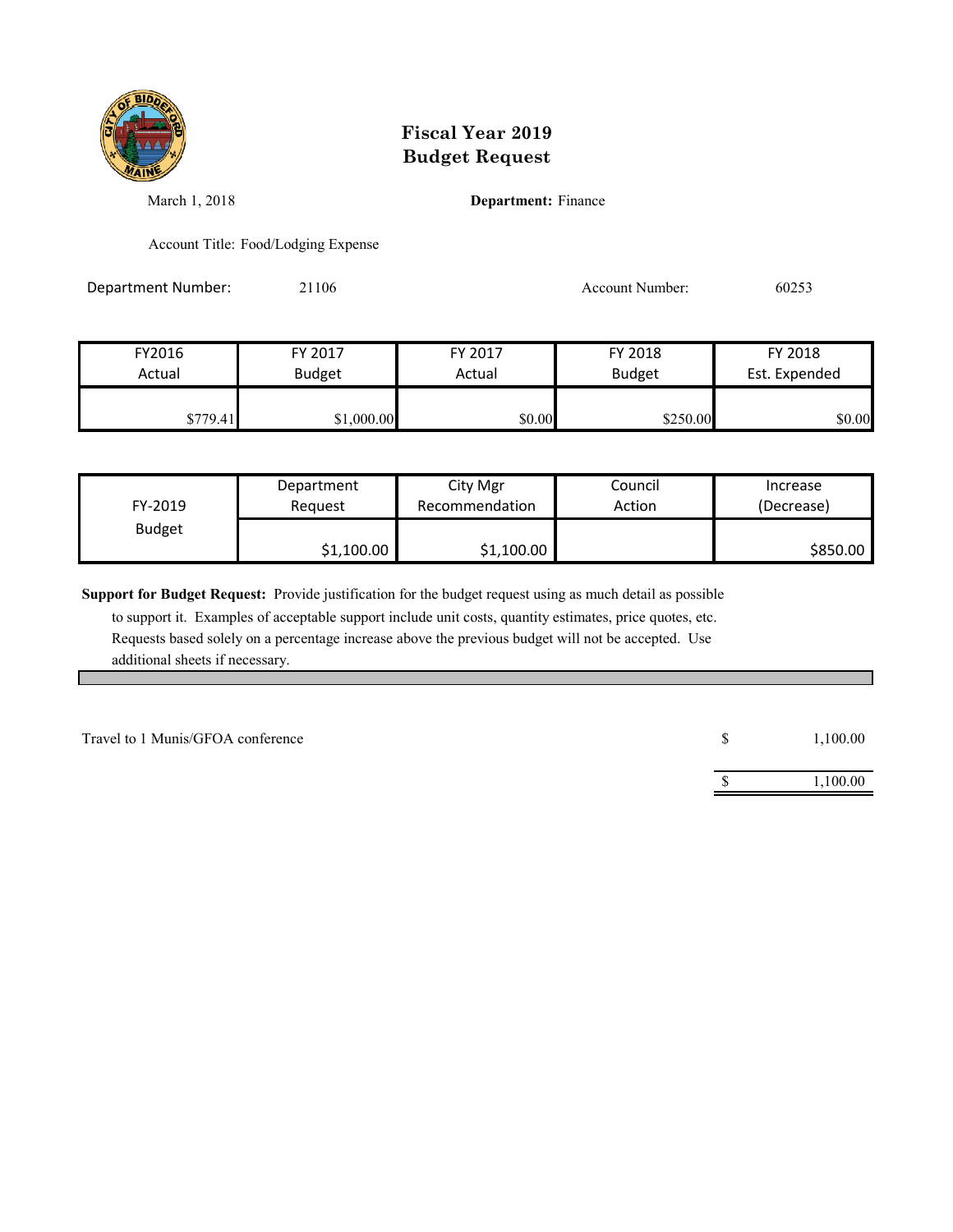# Fiscal Year 2019
# Budget Request

March 1, 2018

**Department:** Finance

Account Title: Food/Lodging Expense

Department Number: 21106

Account Number: 60253

| FY2016 Actual | FY 2017 Budget | FY 2017 Actual | FY 2018 Budget | FY 2018 Est. Expended |
|---|---|---|---|---|
| $779.41 | $1,000.00 | $0.00 | $250.00 | $0.00 |

| FY-2019 Budget | Department Request | City Mgr Recommendation | Council Action | Increase (Decrease) |
|---|---|---|---|---|
| | $1,100.00 | $1,100.00 | | $850.00 |

**Support for Budget Request:** Provide justification for the budget request using as much detail as possible to support it. Examples of acceptable support include unit costs, quantity estimates, price quotes, etc. Requests based solely on a percentage increase above the previous budget will not be accepted. Use additional sheets if necessary.

| | | |
|---|---|---|
| Travel to 1 Munis/GFOA conference | $ | 1,100.00 |
| | $ | 1,100.00 |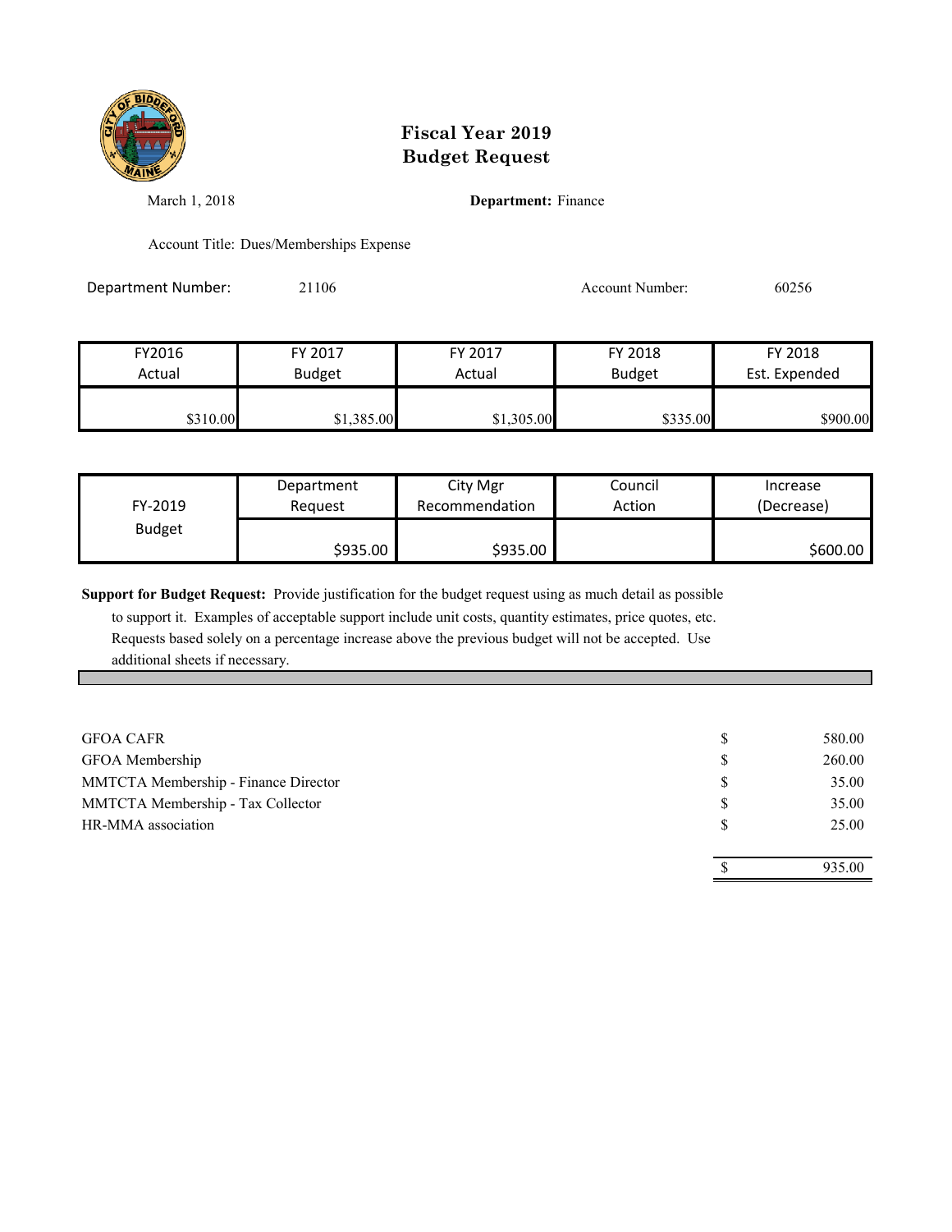# Fiscal Year 2019
# Budget Request

March 1, 2018

**Department:** Finance

Account Title: Dues/Memberships Expense

Department Number: 21106

Account Number: 60256

| FY2016 Actual | FY 2017 Budget | FY 2017 Actual | FY 2018 Budget | FY 2018 Est. Expended |
|---|---|---|---|---|
| $310.00 | $1,385.00 | $1,305.00 | $335.00 | $900.00 |

| FY-2019 Budget | Department Request | City Mgr Recommendation | Council Action | Increase (Decrease) |
|---|---|---|---|---|
| | $935.00 | $935.00 | | $600.00 |

**Support for Budget Request:** Provide justification for the budget request using as much detail as possible to support it. Examples of acceptable support include unit costs, quantity estimates, price quotes, etc. Requests based solely on a percentage increase above the previous budget will not be accepted. Use additional sheets if necessary.

| Item | | Amount |
|---|---|---|
| GFOA CAFR | $ | 580.00 |
| GFOA Membership | $ | 260.00 |
| MMTCTA Membership - Finance Director | $ | 35.00 |
| MMTCTA Membership - Tax Collector | $ | 35.00 |
| HR-MMA association | $ | 25.00 |
| | $ | 935.00 |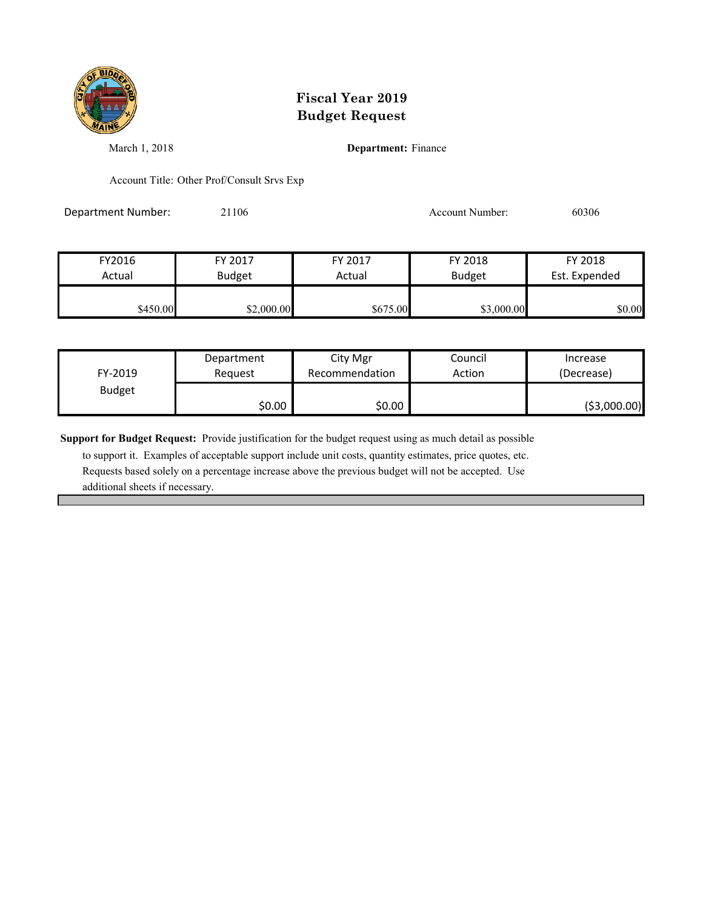# Fiscal Year 2019
# Budget Request

March 1, 2018

**Department:** Finance

Account Title: Other Prof/Consult Srvs Exp

Department Number: 21106

Account Number: 60306

| FY2016 Actual | FY 2017 Budget | FY 2017 Actual | FY 2018 Budget | FY 2018 Est. Expended |
|---|---|---|---|---|
| $450.00 | $2,000.00 | $675.00 | $3,000.00 | $0.00 |

| FY-2019 Budget | Department Request | City Mgr Recommendation | Council Action | Increase (Decrease) |
|---|---|---|---|---|
| | $0.00 | $0.00 | | ($3,000.00) |

**Support for Budget Request:** Provide justification for the budget request using as much detail as possible to support it. Examples of acceptable support include unit costs, quantity estimates, price quotes, etc. Requests based solely on a percentage increase above the previous budget will not be accepted. Use additional sheets if necessary.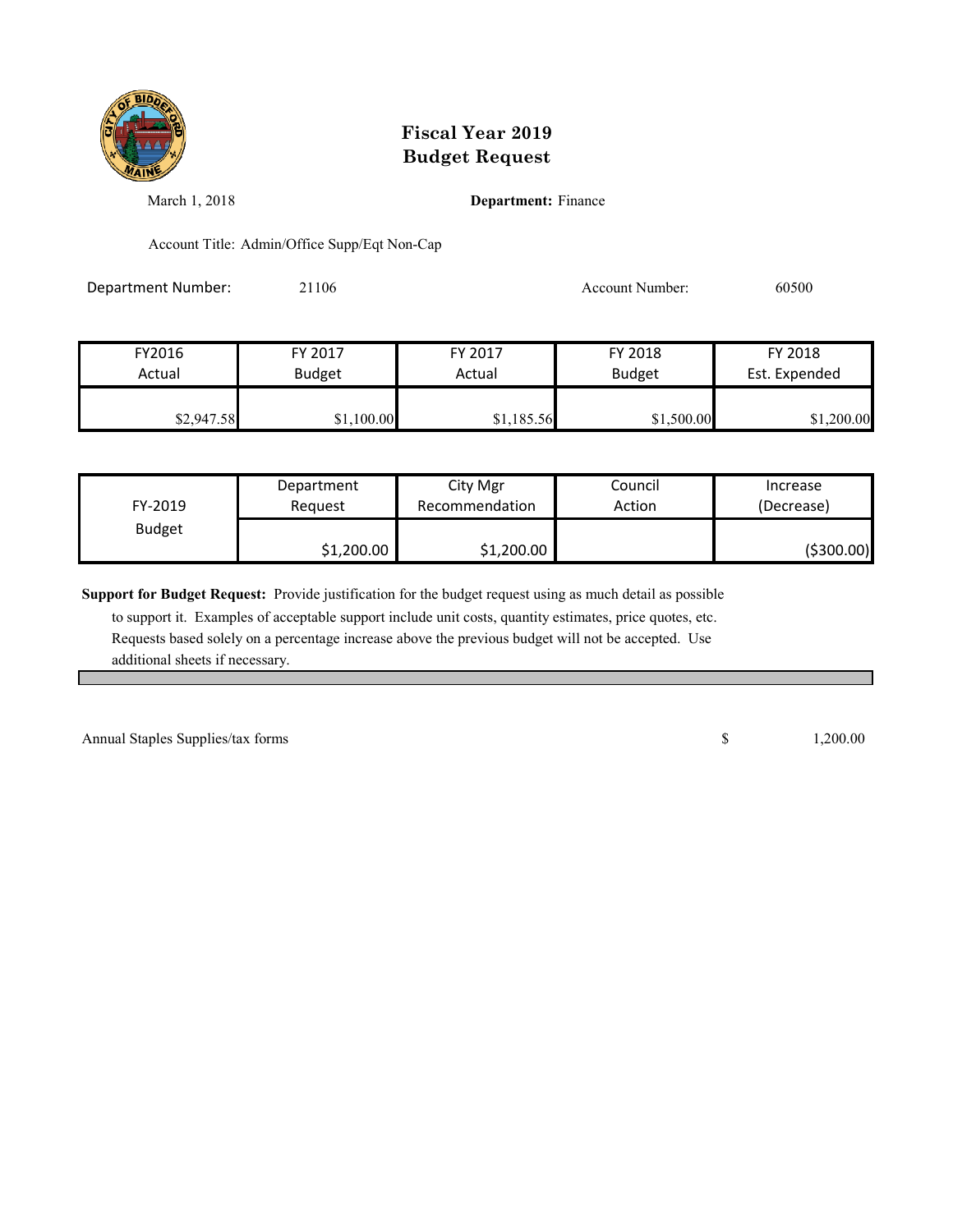# Fiscal Year 2019
# Budget Request

March 1, 2018

**Department:** Finance

Account Title: Admin/Office Supp/Eqt Non-Cap

Department Number: 21106

Account Number: 60500

| FY2016 Actual | FY 2017 Budget | FY 2017 Actual | FY 2018 Budget | FY 2018 Est. Expended |
|---|---|---|---|---|
| $2,947.58 | $1,100.00 | $1,185.56 | $1,500.00 | $1,200.00 |

| FY-2019 Budget | Department Request | City Mgr Recommendation | Council Action | Increase (Decrease) |
|---|---|---|---|---|
| | $1,200.00 | $1,200.00 | | ($300.00) |

**Support for Budget Request:** Provide justification for the budget request using as much detail as possible to support it. Examples of acceptable support include unit costs, quantity estimates, price quotes, etc. Requests based solely on a percentage increase above the previous budget will not be accepted. Use additional sheets if necessary.

| | | |
|---|---|---|
| Annual Staples Supplies/tax forms | $ | 1,200.00 |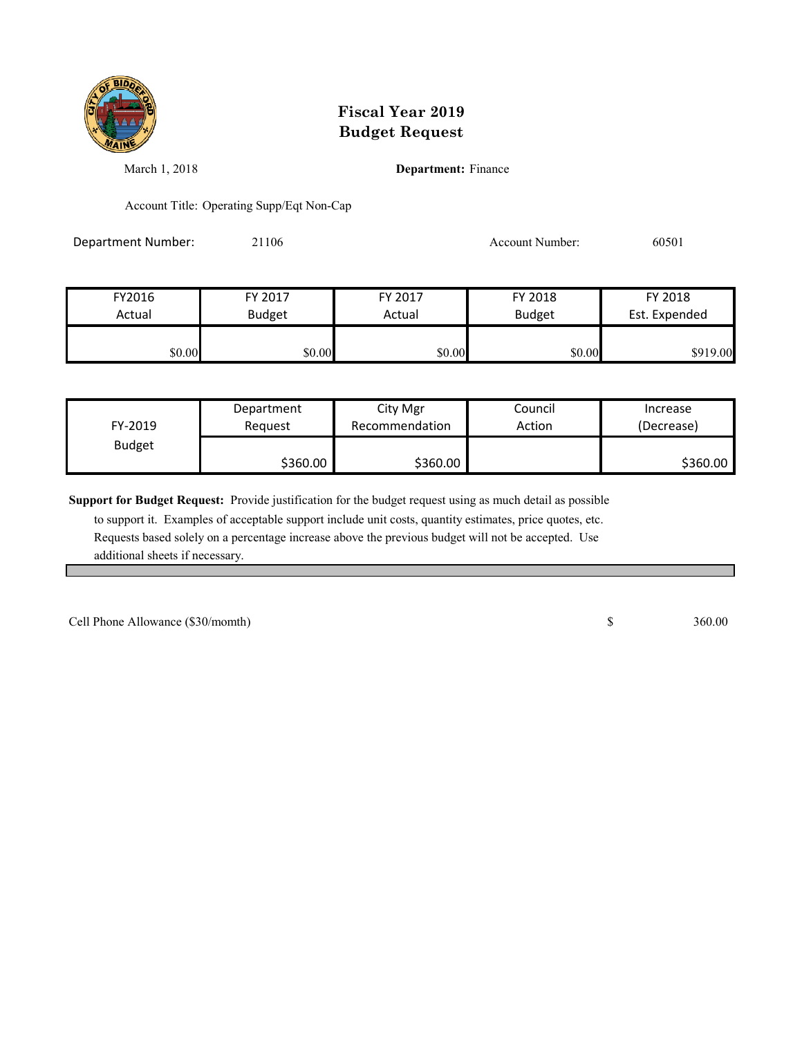# Fiscal Year 2019
# Budget Request

March 1, 2018

**Department:** Finance

Account Title: Operating Supp/Eqt Non-Cap

Department Number: 21106

Account Number: 60501

| FY2016 Actual | FY 2017 Budget | FY 2017 Actual | FY 2018 Budget | FY 2018 Est. Expended |
|---|---|---|---|---|
| $0.00 | $0.00 | $0.00 | $0.00 | $919.00 |

| FY-2019 Budget | Department Request | City Mgr Recommendation | Council Action | Increase (Decrease) |
|---|---|---|---|---|
| | $360.00 | $360.00 | | $360.00 |

**Support for Budget Request:** Provide justification for the budget request using as much detail as possible to support it. Examples of acceptable support include unit costs, quantity estimates, price quotes, etc. Requests based solely on a percentage increase above the previous budget will not be accepted. Use additional sheets if necessary.

| | | |
|---|---|---|
| Cell Phone Allowance ($30/momth) | $ | 360.00 |